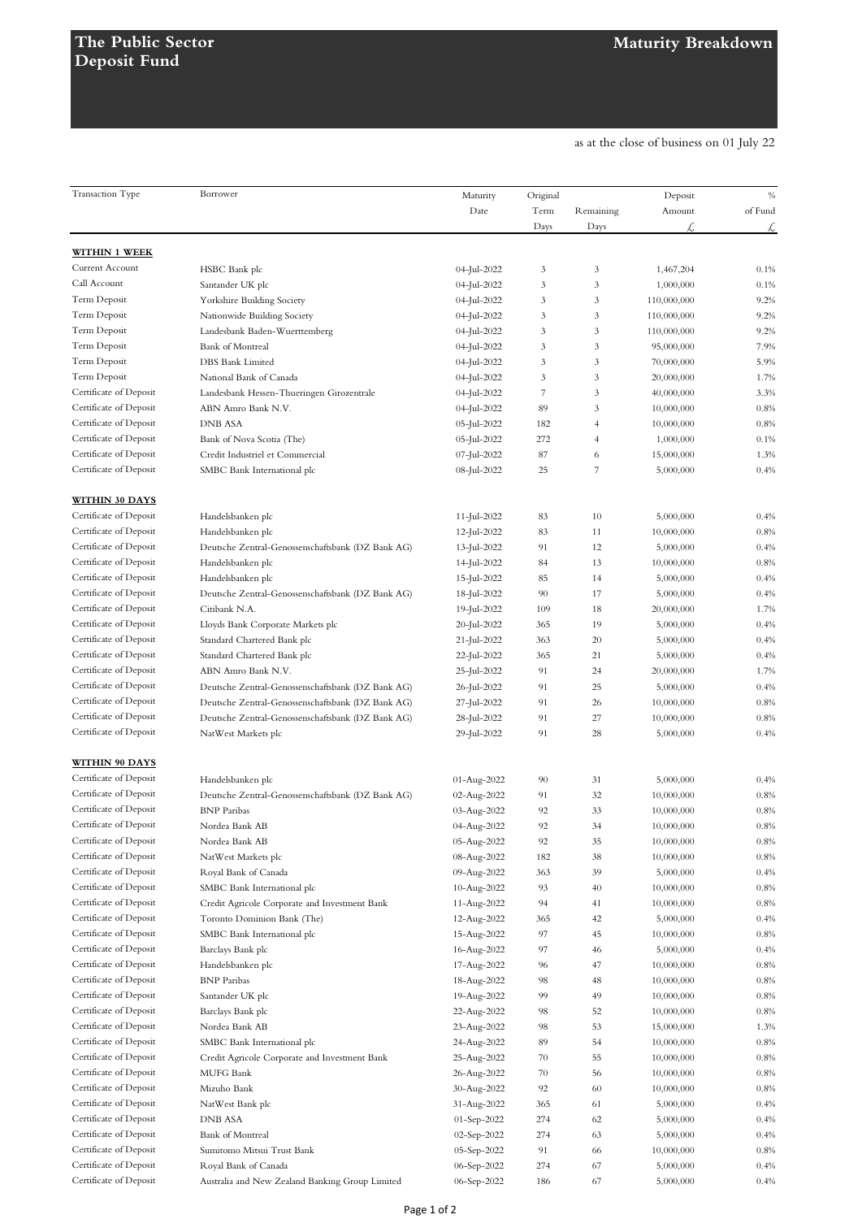# The Public Sector Deposit Fund

## Maturity Breakdown

as at the close of business on 01 July 22

| Transaction Type | Borrower | Maturity Date | Original Term Days | Remaining Days | Deposit Amount £ | % of Fund £ |
|---|---|---|---|---|---|---|
| **WITHIN 1 WEEK** | | | | | | |
| Current Account | HSBC Bank plc | 04-Jul-2022 | 3 | 3 | 1,467,204 | 0.1% |
| Call Account | Santander UK plc | 04-Jul-2022 | 3 | 3 | 1,000,000 | 0.1% |
| Term Deposit | Yorkshire Building Society | 04-Jul-2022 | 3 | 3 | 110,000,000 | 9.2% |
| Term Deposit | Nationwide Building Society | 04-Jul-2022 | 3 | 3 | 110,000,000 | 9.2% |
| Term Deposit | Landesbank Baden-Wuerttemberg | 04-Jul-2022 | 3 | 3 | 110,000,000 | 9.2% |
| Term Deposit | Bank of Montreal | 04-Jul-2022 | 3 | 3 | 95,000,000 | 7.9% |
| Term Deposit | DBS Bank Limited | 04-Jul-2022 | 3 | 3 | 70,000,000 | 5.9% |
| Term Deposit | National Bank of Canada | 04-Jul-2022 | 3 | 3 | 20,000,000 | 1.7% |
| Certificate of Deposit | Landesbank Hessen-Thueringen Girozentrale | 04-Jul-2022 | 7 | 3 | 40,000,000 | 3.3% |
| Certificate of Deposit | ABN Amro Bank N.V. | 04-Jul-2022 | 89 | 3 | 10,000,000 | 0.8% |
| Certificate of Deposit | DNB ASA | 05-Jul-2022 | 182 | 4 | 10,000,000 | 0.8% |
| Certificate of Deposit | Bank of Nova Scotia (The) | 05-Jul-2022 | 272 | 4 | 1,000,000 | 0.1% |
| Certificate of Deposit | Credit Industriel et Commercial | 07-Jul-2022 | 87 | 6 | 15,000,000 | 1.3% |
| Certificate of Deposit | SMBC Bank International plc | 08-Jul-2022 | 25 | 7 | 5,000,000 | 0.4% |
| **WITHIN 30 DAYS** | | | | | | |
| Certificate of Deposit | Handelsbanken plc | 11-Jul-2022 | 83 | 10 | 5,000,000 | 0.4% |
| Certificate of Deposit | Handelsbanken plc | 12-Jul-2022 | 83 | 11 | 10,000,000 | 0.8% |
| Certificate of Deposit | Deutsche Zentral-Genossenschaftsbank (DZ Bank AG) | 13-Jul-2022 | 91 | 12 | 5,000,000 | 0.4% |
| Certificate of Deposit | Handelsbanken plc | 14-Jul-2022 | 84 | 13 | 10,000,000 | 0.8% |
| Certificate of Deposit | Handelsbanken plc | 15-Jul-2022 | 85 | 14 | 5,000,000 | 0.4% |
| Certificate of Deposit | Deutsche Zentral-Genossenschaftsbank (DZ Bank AG) | 18-Jul-2022 | 90 | 17 | 5,000,000 | 0.4% |
| Certificate of Deposit | Citibank N.A. | 19-Jul-2022 | 109 | 18 | 20,000,000 | 1.7% |
| Certificate of Deposit | Lloyds Bank Corporate Markets plc | 20-Jul-2022 | 365 | 19 | 5,000,000 | 0.4% |
| Certificate of Deposit | Standard Chartered Bank plc | 21-Jul-2022 | 363 | 20 | 5,000,000 | 0.4% |
| Certificate of Deposit | Standard Chartered Bank plc | 22-Jul-2022 | 365 | 21 | 5,000,000 | 0.4% |
| Certificate of Deposit | ABN Amro Bank N.V. | 25-Jul-2022 | 91 | 24 | 20,000,000 | 1.7% |
| Certificate of Deposit | Deutsche Zentral-Genossenschaftsbank (DZ Bank AG) | 26-Jul-2022 | 91 | 25 | 5,000,000 | 0.4% |
| Certificate of Deposit | Deutsche Zentral-Genossenschaftsbank (DZ Bank AG) | 27-Jul-2022 | 91 | 26 | 10,000,000 | 0.8% |
| Certificate of Deposit | Deutsche Zentral-Genossenschaftsbank (DZ Bank AG) | 28-Jul-2022 | 91 | 27 | 10,000,000 | 0.8% |
| Certificate of Deposit | NatWest Markets plc | 29-Jul-2022 | 91 | 28 | 5,000,000 | 0.4% |
| **WITHIN 90 DAYS** | | | | | | |
| Certificate of Deposit | Handelsbanken plc | 01-Aug-2022 | 90 | 31 | 5,000,000 | 0.4% |
| Certificate of Deposit | Deutsche Zentral-Genossenschaftsbank (DZ Bank AG) | 02-Aug-2022 | 91 | 32 | 10,000,000 | 0.8% |
| Certificate of Deposit | BNP Paribas | 03-Aug-2022 | 92 | 33 | 10,000,000 | 0.8% |
| Certificate of Deposit | Nordea Bank AB | 04-Aug-2022 | 92 | 34 | 10,000,000 | 0.8% |
| Certificate of Deposit | Nordea Bank AB | 05-Aug-2022 | 92 | 35 | 10,000,000 | 0.8% |
| Certificate of Deposit | NatWest Markets plc | 08-Aug-2022 | 182 | 38 | 10,000,000 | 0.8% |
| Certificate of Deposit | Royal Bank of Canada | 09-Aug-2022 | 363 | 39 | 5,000,000 | 0.4% |
| Certificate of Deposit | SMBC Bank International plc | 10-Aug-2022 | 93 | 40 | 10,000,000 | 0.8% |
| Certificate of Deposit | Credit Agricole Corporate and Investment Bank | 11-Aug-2022 | 94 | 41 | 10,000,000 | 0.8% |
| Certificate of Deposit | Toronto Dominion Bank (The) | 12-Aug-2022 | 365 | 42 | 5,000,000 | 0.4% |
| Certificate of Deposit | SMBC Bank International plc | 15-Aug-2022 | 97 | 45 | 10,000,000 | 0.8% |
| Certificate of Deposit | Barclays Bank plc | 16-Aug-2022 | 97 | 46 | 5,000,000 | 0.4% |
| Certificate of Deposit | Handelsbanken plc | 17-Aug-2022 | 96 | 47 | 10,000,000 | 0.8% |
| Certificate of Deposit | BNP Paribas | 18-Aug-2022 | 98 | 48 | 10,000,000 | 0.8% |
| Certificate of Deposit | Santander UK plc | 19-Aug-2022 | 99 | 49 | 10,000,000 | 0.8% |
| Certificate of Deposit | Barclays Bank plc | 22-Aug-2022 | 98 | 52 | 10,000,000 | 0.8% |
| Certificate of Deposit | Nordea Bank AB | 23-Aug-2022 | 98 | 53 | 15,000,000 | 1.3% |
| Certificate of Deposit | SMBC Bank International plc | 24-Aug-2022 | 89 | 54 | 10,000,000 | 0.8% |
| Certificate of Deposit | Credit Agricole Corporate and Investment Bank | 25-Aug-2022 | 70 | 55 | 10,000,000 | 0.8% |
| Certificate of Deposit | MUFG Bank | 26-Aug-2022 | 70 | 56 | 10,000,000 | 0.8% |
| Certificate of Deposit | Mizuho Bank | 30-Aug-2022 | 92 | 60 | 10,000,000 | 0.8% |
| Certificate of Deposit | NatWest Bank plc | 31-Aug-2022 | 365 | 61 | 5,000,000 | 0.4% |
| Certificate of Deposit | DNB ASA | 01-Sep-2022 | 274 | 62 | 5,000,000 | 0.4% |
| Certificate of Deposit | Bank of Montreal | 02-Sep-2022 | 274 | 63 | 5,000,000 | 0.4% |
| Certificate of Deposit | Sumitomo Mitsui Trust Bank | 05-Sep-2022 | 91 | 66 | 10,000,000 | 0.8% |
| Certificate of Deposit | Royal Bank of Canada | 06-Sep-2022 | 274 | 67 | 5,000,000 | 0.4% |
| Certificate of Deposit | Australia and New Zealand Banking Group Limited | 06-Sep-2022 | 186 | 67 | 5,000,000 | 0.4% |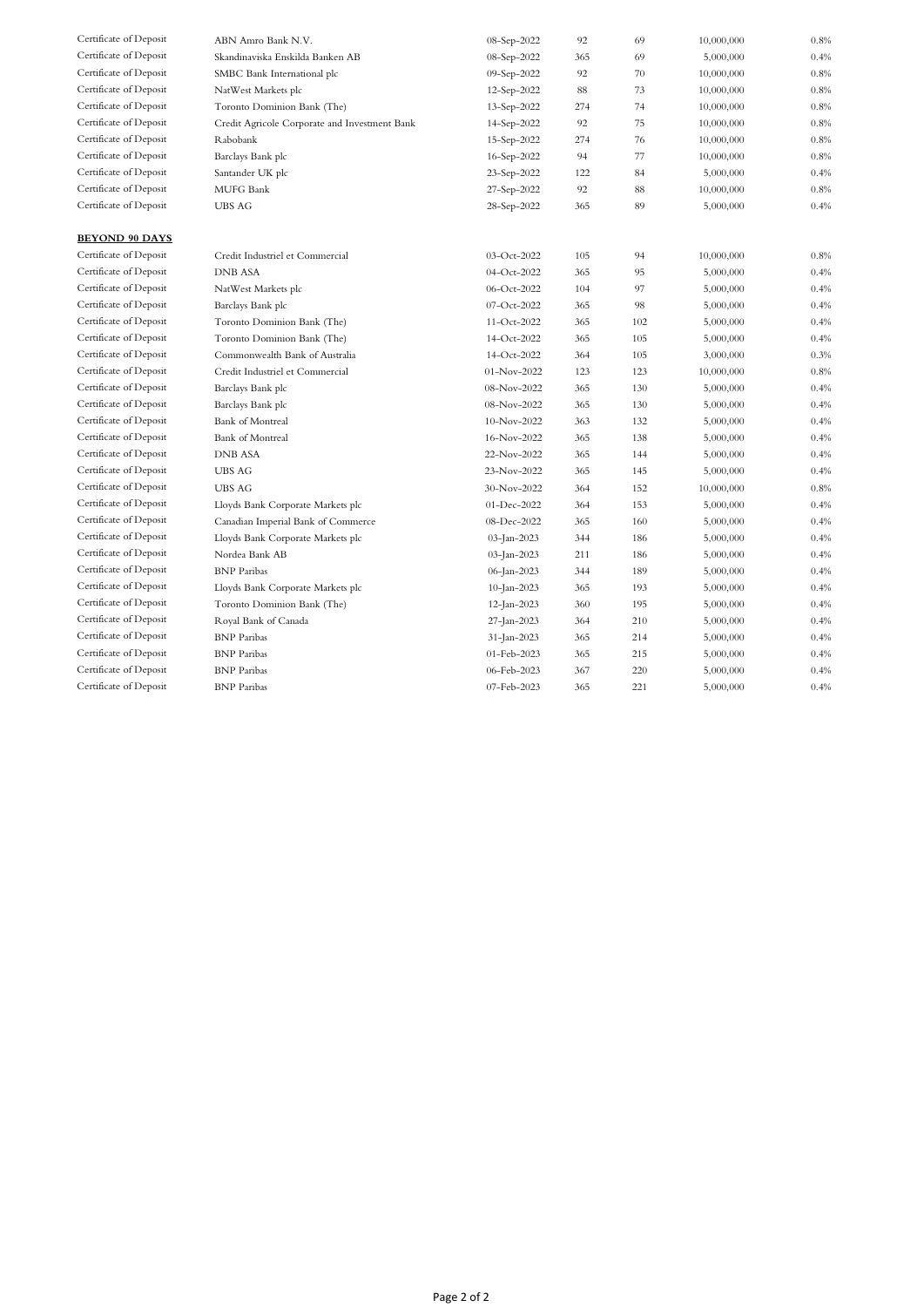| | | | | | | |
|---|---|---|---|---|---|---|
| Certificate of Deposit | ABN Amro Bank N.V. | 08-Sep-2022 | 92 | 69 | 10,000,000 | 0.8% |
| Certificate of Deposit | Skandinaviska Enskilda Banken AB | 08-Sep-2022 | 365 | 69 | 5,000,000 | 0.4% |
| Certificate of Deposit | SMBC Bank International plc | 09-Sep-2022 | 92 | 70 | 10,000,000 | 0.8% |
| Certificate of Deposit | NatWest Markets plc | 12-Sep-2022 | 88 | 73 | 10,000,000 | 0.8% |
| Certificate of Deposit | Toronto Dominion Bank (The) | 13-Sep-2022 | 274 | 74 | 10,000,000 | 0.8% |
| Certificate of Deposit | Credit Agricole Corporate and Investment Bank | 14-Sep-2022 | 92 | 75 | 10,000,000 | 0.8% |
| Certificate of Deposit | Rabobank | 15-Sep-2022 | 274 | 76 | 10,000,000 | 0.8% |
| Certificate of Deposit | Barclays Bank plc | 16-Sep-2022 | 94 | 77 | 10,000,000 | 0.8% |
| Certificate of Deposit | Santander UK plc | 23-Sep-2022 | 122 | 84 | 5,000,000 | 0.4% |
| Certificate of Deposit | MUFG Bank | 27-Sep-2022 | 92 | 88 | 10,000,000 | 0.8% |
| Certificate of Deposit | UBS AG | 28-Sep-2022 | 365 | 89 | 5,000,000 | 0.4% |
| **BEYOND 90 DAYS** | | | | | | |
| Certificate of Deposit | Credit Industriel et Commercial | 03-Oct-2022 | 105 | 94 | 10,000,000 | 0.8% |
| Certificate of Deposit | DNB ASA | 04-Oct-2022 | 365 | 95 | 5,000,000 | 0.4% |
| Certificate of Deposit | NatWest Markets plc | 06-Oct-2022 | 104 | 97 | 5,000,000 | 0.4% |
| Certificate of Deposit | Barclays Bank plc | 07-Oct-2022 | 365 | 98 | 5,000,000 | 0.4% |
| Certificate of Deposit | Toronto Dominion Bank (The) | 11-Oct-2022 | 365 | 102 | 5,000,000 | 0.4% |
| Certificate of Deposit | Toronto Dominion Bank (The) | 14-Oct-2022 | 365 | 105 | 5,000,000 | 0.4% |
| Certificate of Deposit | Commonwealth Bank of Australia | 14-Oct-2022 | 364 | 105 | 3,000,000 | 0.3% |
| Certificate of Deposit | Credit Industriel et Commercial | 01-Nov-2022 | 123 | 123 | 10,000,000 | 0.8% |
| Certificate of Deposit | Barclays Bank plc | 08-Nov-2022 | 365 | 130 | 5,000,000 | 0.4% |
| Certificate of Deposit | Barclays Bank plc | 08-Nov-2022 | 365 | 130 | 5,000,000 | 0.4% |
| Certificate of Deposit | Bank of Montreal | 10-Nov-2022 | 363 | 132 | 5,000,000 | 0.4% |
| Certificate of Deposit | Bank of Montreal | 16-Nov-2022 | 365 | 138 | 5,000,000 | 0.4% |
| Certificate of Deposit | DNB ASA | 22-Nov-2022 | 365 | 144 | 5,000,000 | 0.4% |
| Certificate of Deposit | UBS AG | 23-Nov-2022 | 365 | 145 | 5,000,000 | 0.4% |
| Certificate of Deposit | UBS AG | 30-Nov-2022 | 364 | 152 | 10,000,000 | 0.8% |
| Certificate of Deposit | Lloyds Bank Corporate Markets plc | 01-Dec-2022 | 364 | 153 | 5,000,000 | 0.4% |
| Certificate of Deposit | Canadian Imperial Bank of Commerce | 08-Dec-2022 | 365 | 160 | 5,000,000 | 0.4% |
| Certificate of Deposit | Lloyds Bank Corporate Markets plc | 03-Jan-2023 | 344 | 186 | 5,000,000 | 0.4% |
| Certificate of Deposit | Nordea Bank AB | 03-Jan-2023 | 211 | 186 | 5,000,000 | 0.4% |
| Certificate of Deposit | BNP Paribas | 06-Jan-2023 | 344 | 189 | 5,000,000 | 0.4% |
| Certificate of Deposit | Lloyds Bank Corporate Markets plc | 10-Jan-2023 | 365 | 193 | 5,000,000 | 0.4% |
| Certificate of Deposit | Toronto Dominion Bank (The) | 12-Jan-2023 | 360 | 195 | 5,000,000 | 0.4% |
| Certificate of Deposit | Royal Bank of Canada | 27-Jan-2023 | 364 | 210 | 5,000,000 | 0.4% |
| Certificate of Deposit | BNP Paribas | 31-Jan-2023 | 365 | 214 | 5,000,000 | 0.4% |
| Certificate of Deposit | BNP Paribas | 01-Feb-2023 | 365 | 215 | 5,000,000 | 0.4% |
| Certificate of Deposit | BNP Paribas | 06-Feb-2023 | 367 | 220 | 5,000,000 | 0.4% |
| Certificate of Deposit | BNP Paribas | 07-Feb-2023 | 365 | 221 | 5,000,000 | 0.4% |